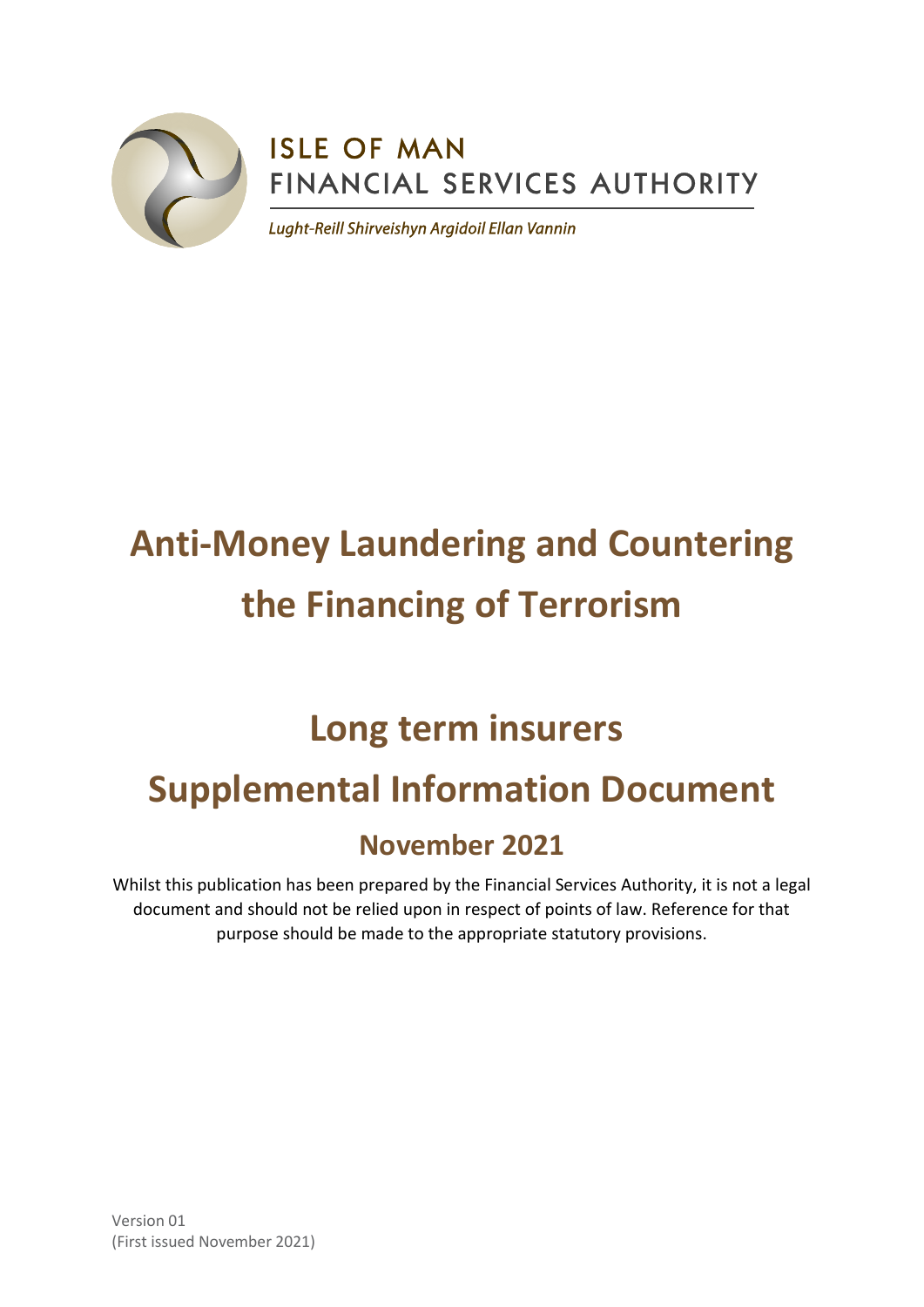ISLE OF MAN
FINANCIAL SERVICES AUTHORITY

*Lught-Reill Shirveishyn Argidoil Ellan Vannin*

# Anti-Money Laundering and Countering the Financing of Terrorism

# Long term insurers

# Supplemental Information Document

## November 2021

Whilst this publication has been prepared by the Financial Services Authority, it is not a legal document and should not be relied upon in respect of points of law. Reference for that purpose should be made to the appropriate statutory provisions.

Version 01
(First issued November 2021)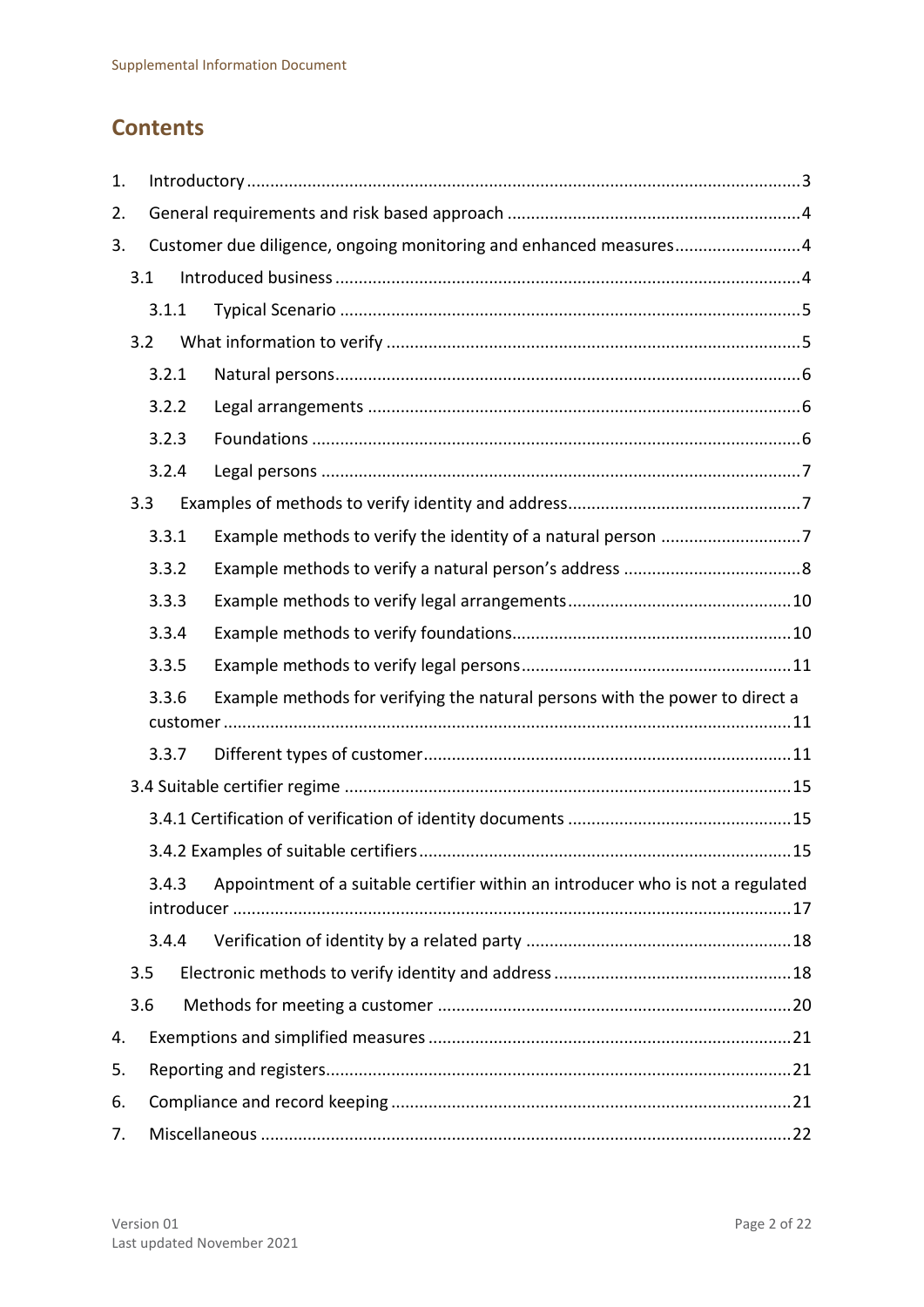## Contents

1. Introductory ..... 3
2. General requirements and risk based approach ..... 4
3. Customer due diligence, ongoing monitoring and enhanced measures ..... 4
   - 3.1 Introduced business ..... 4
     - 3.1.1 Typical Scenario ..... 5
   - 3.2 What information to verify ..... 5
     - 3.2.1 Natural persons ..... 6
     - 3.2.2 Legal arrangements ..... 6
     - 3.2.3 Foundations ..... 6
     - 3.2.4 Legal persons ..... 7
   - 3.3 Examples of methods to verify identity and address ..... 7
     - 3.3.1 Example methods to verify the identity of a natural person ..... 7
     - 3.3.2 Example methods to verify a natural person's address ..... 8
     - 3.3.3 Example methods to verify legal arrangements ..... 10
     - 3.3.4 Example methods to verify foundations ..... 10
     - 3.3.5 Example methods to verify legal persons ..... 11
     - 3.3.6 Example methods for verifying the natural persons with the power to direct a customer ..... 11
     - 3.3.7 Different types of customer ..... 11
   - 3.4 Suitable certifier regime ..... 15
     - 3.4.1 Certification of verification of identity documents ..... 15
     - 3.4.2 Examples of suitable certifiers ..... 15
     - 3.4.3 Appointment of a suitable certifier within an introducer who is not a regulated introducer ..... 17
     - 3.4.4 Verification of identity by a related party ..... 18
   - 3.5 Electronic methods to verify identity and address ..... 18
   - 3.6 Methods for meeting a customer ..... 20
4. Exemptions and simplified measures ..... 21
5. Reporting and registers ..... 21
6. Compliance and record keeping ..... 21
7. Miscellaneous ..... 22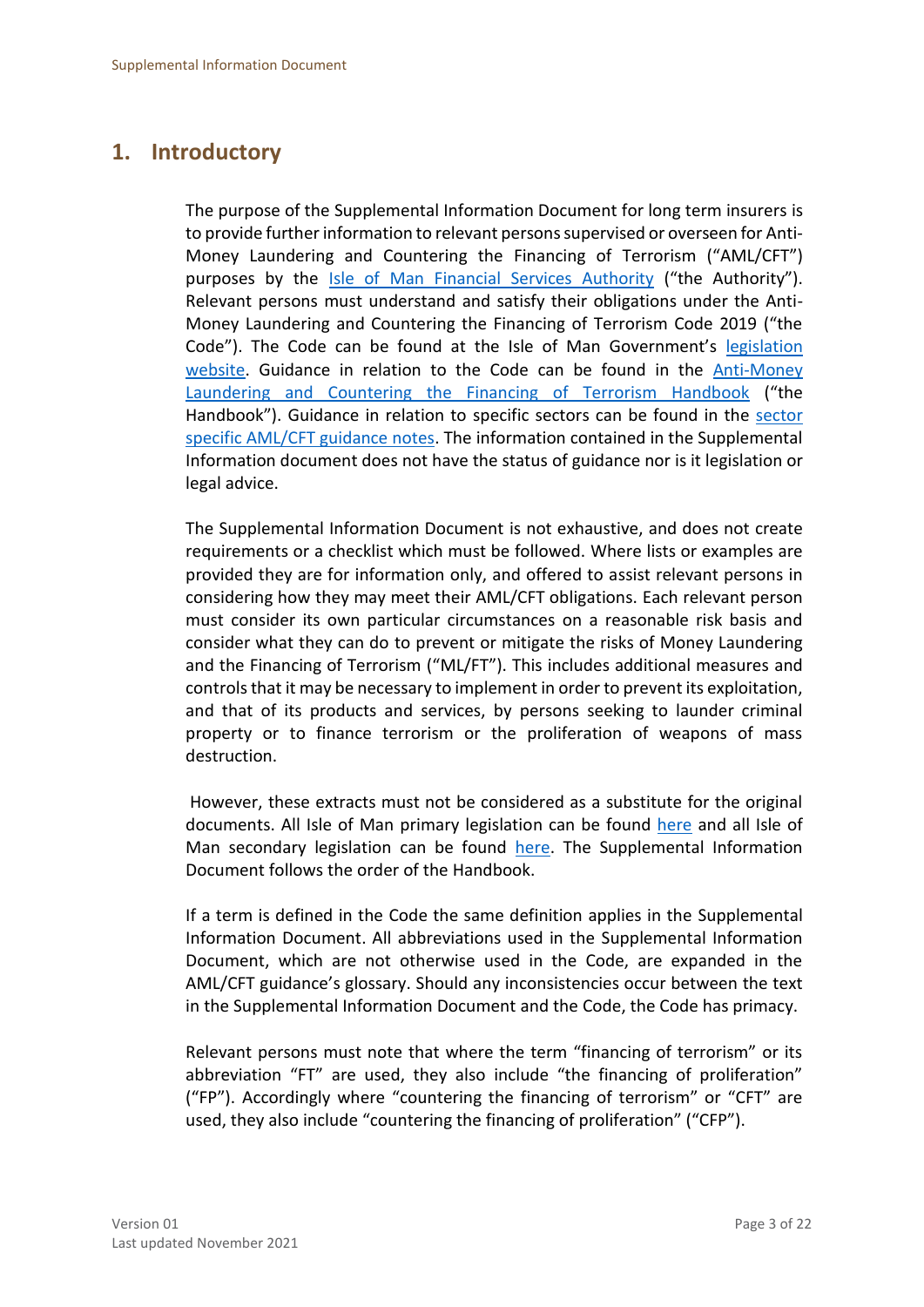## 1. Introductory

The purpose of the Supplemental Information Document for long term insurers is to provide further information to relevant persons supervised or overseen for Anti-Money Laundering and Countering the Financing of Terrorism ("AML/CFT") purposes by the Isle of Man Financial Services Authority ("the Authority"). Relevant persons must understand and satisfy their obligations under the Anti-Money Laundering and Countering the Financing of Terrorism Code 2019 ("the Code"). The Code can be found at the Isle of Man Government's legislation website. Guidance in relation to the Code can be found in the Anti-Money Laundering and Countering the Financing of Terrorism Handbook ("the Handbook"). Guidance in relation to specific sectors can be found in the sector specific AML/CFT guidance notes. The information contained in the Supplemental Information document does not have the status of guidance nor is it legislation or legal advice.

The Supplemental Information Document is not exhaustive, and does not create requirements or a checklist which must be followed. Where lists or examples are provided they are for information only, and offered to assist relevant persons in considering how they may meet their AML/CFT obligations. Each relevant person must consider its own particular circumstances on a reasonable risk basis and consider what they can do to prevent or mitigate the risks of Money Laundering and the Financing of Terrorism ("ML/FT"). This includes additional measures and controls that it may be necessary to implement in order to prevent its exploitation, and that of its products and services, by persons seeking to launder criminal property or to finance terrorism or the proliferation of weapons of mass destruction.

However, these extracts must not be considered as a substitute for the original documents. All Isle of Man primary legislation can be found here and all Isle of Man secondary legislation can be found here. The Supplemental Information Document follows the order of the Handbook.

If a term is defined in the Code the same definition applies in the Supplemental Information Document. All abbreviations used in the Supplemental Information Document, which are not otherwise used in the Code, are expanded in the AML/CFT guidance's glossary. Should any inconsistencies occur between the text in the Supplemental Information Document and the Code, the Code has primacy.

Relevant persons must note that where the term "financing of terrorism" or its abbreviation "FT" are used, they also include "the financing of proliferation" ("FP"). Accordingly where "countering the financing of terrorism" or "CFT" are used, they also include "countering the financing of proliferation" ("CFP").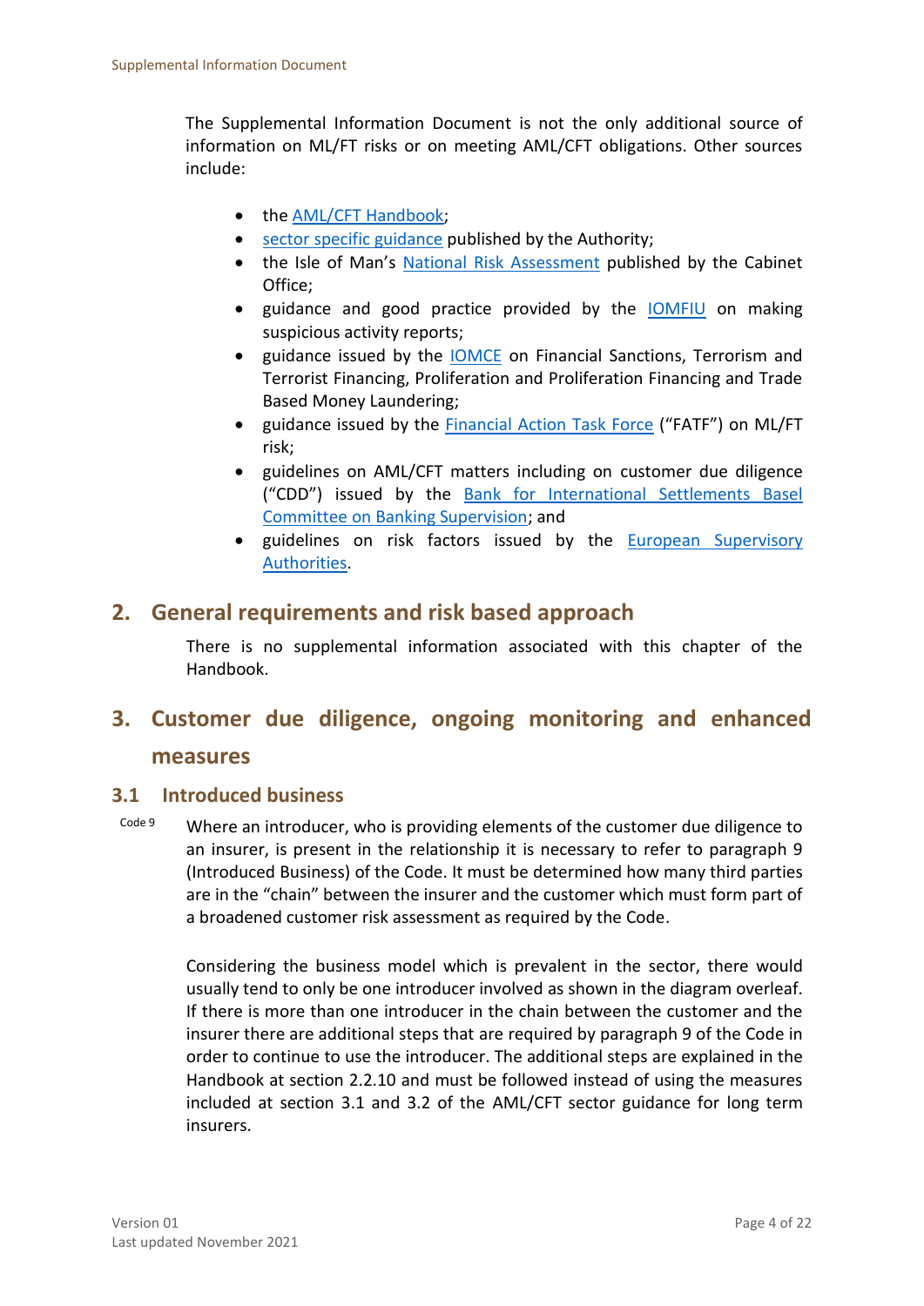The Supplemental Information Document is not the only additional source of information on ML/FT risks or on meeting AML/CFT obligations. Other sources include:

- the AML/CFT Handbook;
- sector specific guidance published by the Authority;
- the Isle of Man's National Risk Assessment published by the Cabinet Office;
- guidance and good practice provided by the IOMFIU on making suspicious activity reports;
- guidance issued by the IOMCE on Financial Sanctions, Terrorism and Terrorist Financing, Proliferation and Proliferation Financing and Trade Based Money Laundering;
- guidance issued by the Financial Action Task Force ("FATF") on ML/FT risk;
- guidelines on AML/CFT matters including on customer due diligence ("CDD") issued by the Bank for International Settlements Basel Committee on Banking Supervision; and
- guidelines on risk factors issued by the European Supervisory Authorities.

## 2. General requirements and risk based approach

There is no supplemental information associated with this chapter of the Handbook.

## 3. Customer due diligence, ongoing monitoring and enhanced measures

### 3.1 Introduced business

Code 9

Where an introducer, who is providing elements of the customer due diligence to an insurer, is present in the relationship it is necessary to refer to paragraph 9 (Introduced Business) of the Code. It must be determined how many third parties are in the "chain" between the insurer and the customer which must form part of a broadened customer risk assessment as required by the Code.

Considering the business model which is prevalent in the sector, there would usually tend to only be one introducer involved as shown in the diagram overleaf. If there is more than one introducer in the chain between the customer and the insurer there are additional steps that are required by paragraph 9 of the Code in order to continue to use the introducer. The additional steps are explained in the Handbook at section 2.2.10 and must be followed instead of using the measures included at section 3.1 and 3.2 of the AML/CFT sector guidance for long term insurers.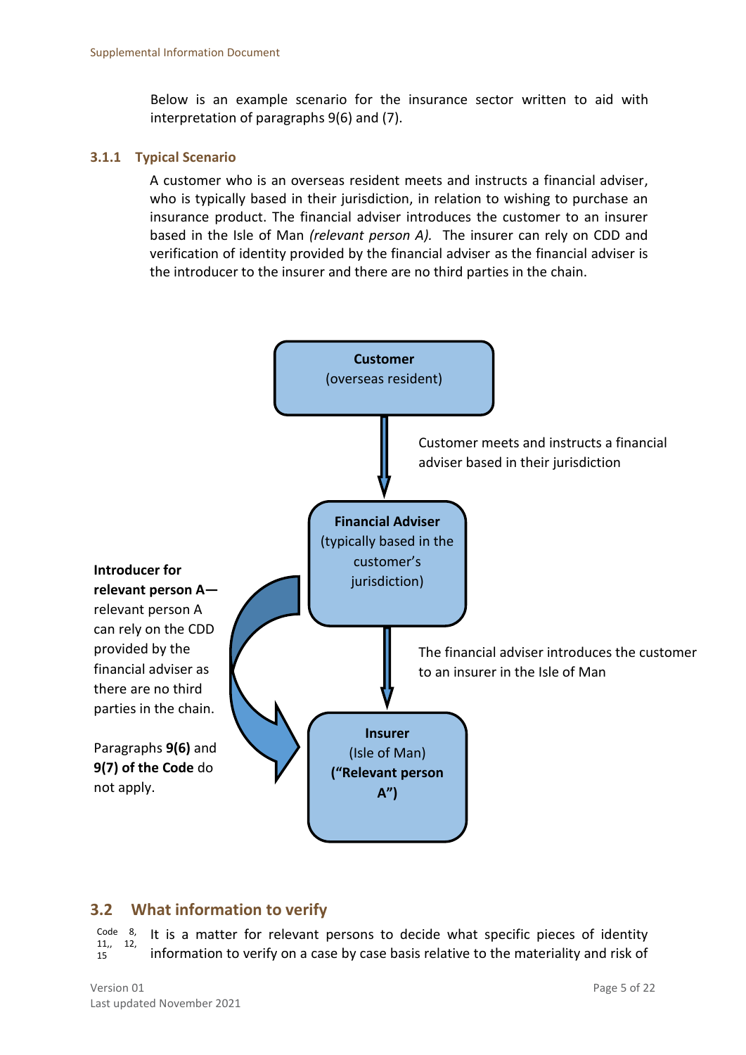Below is an example scenario for the insurance sector written to aid with interpretation of paragraphs 9(6) and (7).

### 3.1.1 Typical Scenario

A customer who is an overseas resident meets and instructs a financial adviser, who is typically based in their jurisdiction, in relation to wishing to purchase an insurance product. The financial adviser introduces the customer to an insurer based in the Isle of Man *(relevant person A).* The insurer can rely on CDD and verification of identity provided by the financial adviser as the financial adviser is the introducer to the insurer and there are no third parties in the chain.

**Customer**
(overseas resident)

Customer meets and instructs a financial adviser based in their jurisdiction

**Financial Adviser**
(typically based in the customer's jurisdiction)

The financial adviser introduces the customer to an insurer in the Isle of Man

**Insurer**
(Isle of Man)
**("Relevant person A")**

**Introducer for relevant person A—** relevant person A can rely on the CDD provided by the financial adviser as there are no third parties in the chain.

Paragraphs **9(6)** and **9(7) of the Code** do not apply.

## 3.2 What information to verify

Code 8, 11,, 12, 15

It is a matter for relevant persons to decide what specific pieces of identity information to verify on a case by case basis relative to the materiality and risk of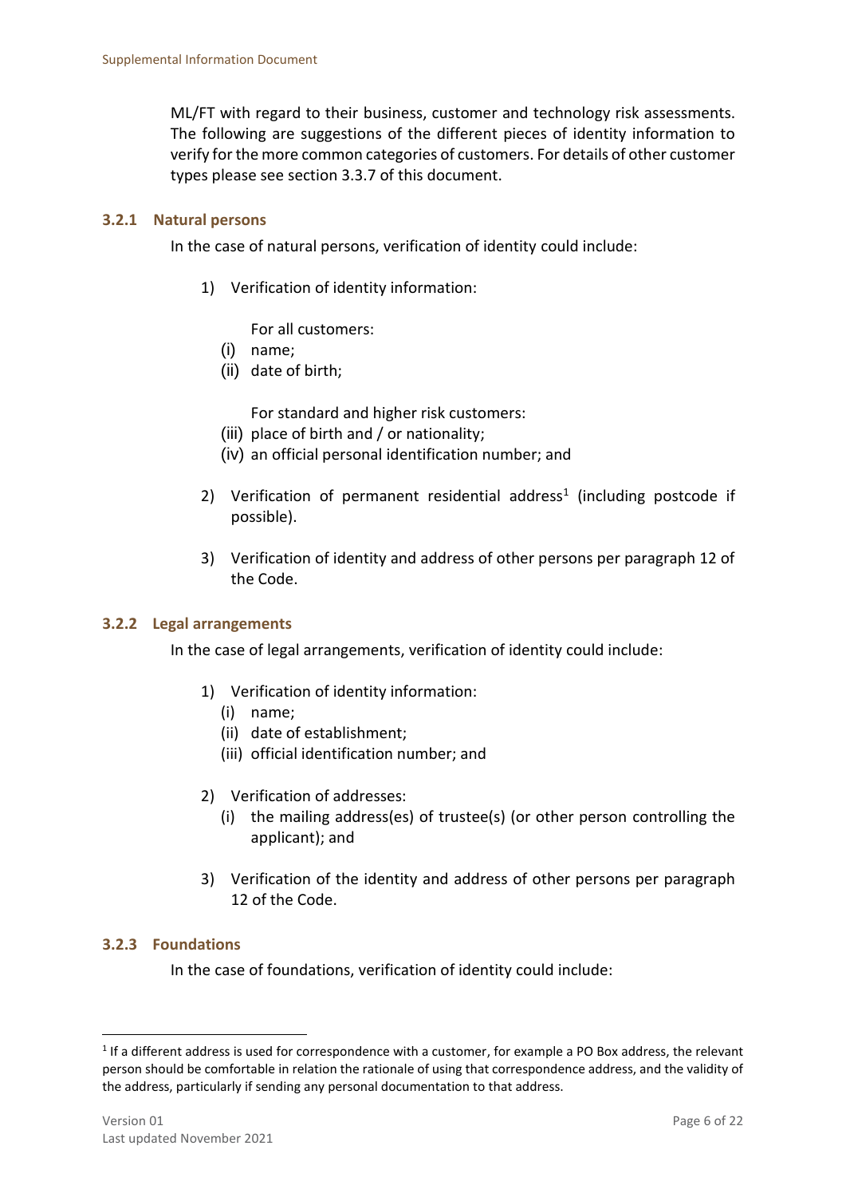ML/FT with regard to their business, customer and technology risk assessments. The following are suggestions of the different pieces of identity information to verify for the more common categories of customers. For details of other customer types please see section 3.3.7 of this document.

### 3.2.1 Natural persons

In the case of natural persons, verification of identity could include:

1) Verification of identity information:

   For all customers:

   (i) name;
   (ii) date of birth;

   For standard and higher risk customers:

   (iii) place of birth and / or nationality;
   (iv) an official personal identification number; and

2) Verification of permanent residential address[1] (including postcode if possible).

3) Verification of identity and address of other persons per paragraph 12 of the Code.

### 3.2.2 Legal arrangements

In the case of legal arrangements, verification of identity could include:

1) Verification of identity information:
   (i) name;
   (ii) date of establishment;
   (iii) official identification number; and

2) Verification of addresses:
   (i) the mailing address(es) of trustee(s) (or other person controlling the applicant); and

3) Verification of the identity and address of other persons per paragraph 12 of the Code.

### 3.2.3 Foundations

In the case of foundations, verification of identity could include:

---

[1] If a different address is used for correspondence with a customer, for example a PO Box address, the relevant person should be comfortable in relation the rationale of using that correspondence address, and the validity of the address, particularly if sending any personal documentation to that address.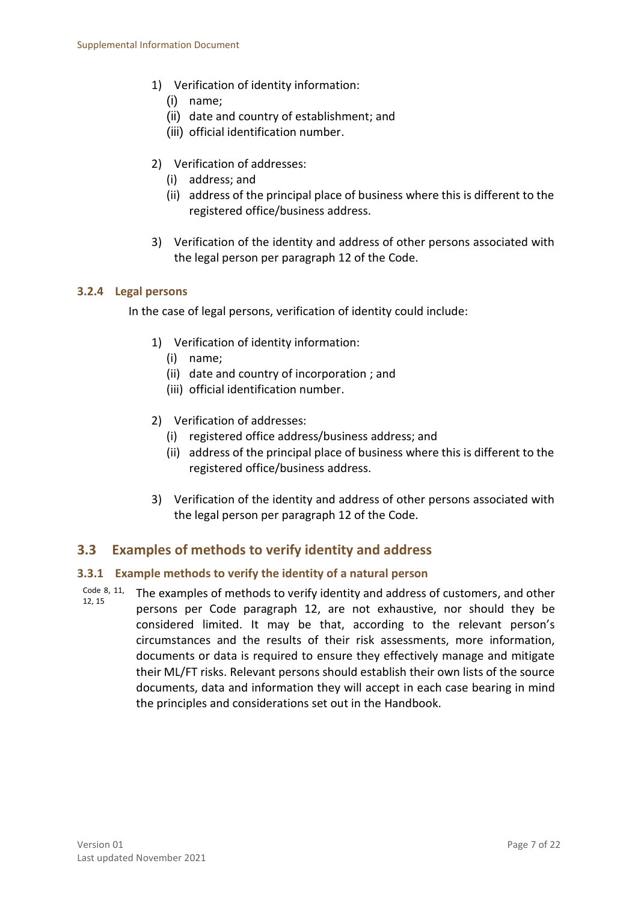1) Verification of identity information:
   (i) name;
   (ii) date and country of establishment; and
   (iii) official identification number.

2) Verification of addresses:
   (i) address; and
   (ii) address of the principal place of business where this is different to the registered office/business address.

3) Verification of the identity and address of other persons associated with the legal person per paragraph 12 of the Code.

### 3.2.4 Legal persons

In the case of legal persons, verification of identity could include:

1) Verification of identity information:
   (i) name;
   (ii) date and country of incorporation ; and
   (iii) official identification number.

2) Verification of addresses:
   (i) registered office address/business address; and
   (ii) address of the principal place of business where this is different to the registered office/business address.

3) Verification of the identity and address of other persons associated with the legal person per paragraph 12 of the Code.

## 3.3 Examples of methods to verify identity and address

### 3.3.1 Example methods to verify the identity of a natural person

Code 8, 11, 12, 15

The examples of methods to verify identity and address of customers, and other persons per Code paragraph 12, are not exhaustive, nor should they be considered limited. It may be that, according to the relevant person's circumstances and the results of their risk assessments, more information, documents or data is required to ensure they effectively manage and mitigate their ML/FT risks. Relevant persons should establish their own lists of the source documents, data and information they will accept in each case bearing in mind the principles and considerations set out in the Handbook.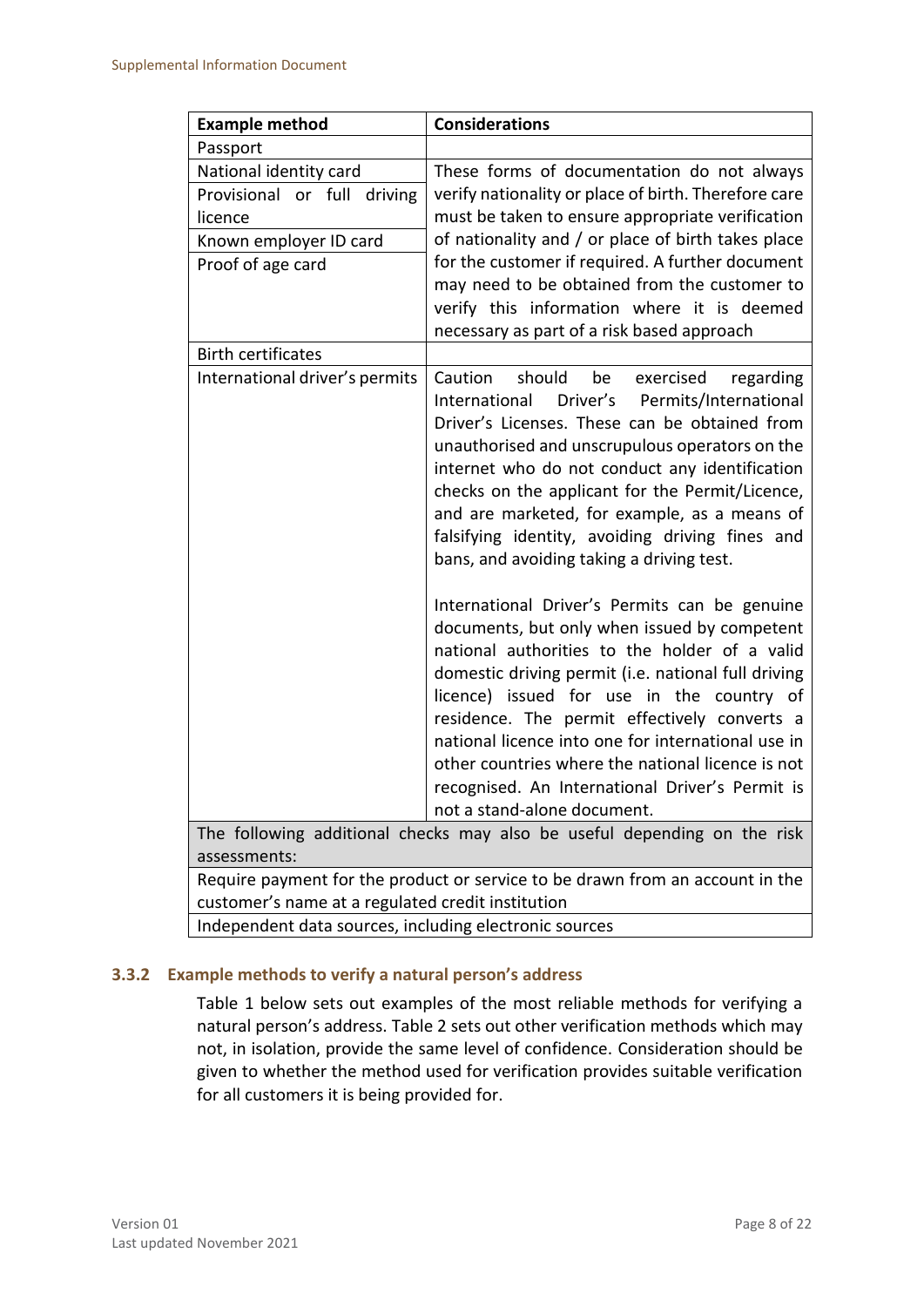| Example method | Considerations |
|---|---|
| Passport | |
| National identity card | These forms of documentation do not always verify nationality or place of birth. Therefore care must be taken to ensure appropriate verification of nationality and / or place of birth takes place for the customer if required. A further document may need to be obtained from the customer to verify this information where it is deemed necessary as part of a risk based approach |
| Provisional or full driving licence | |
| Known employer ID card | |
| Proof of age card | |
| Birth certificates | |
| International driver's permits | Caution should be exercised regarding International Driver's Permits/International Driver's Licenses. These can be obtained from unauthorised and unscrupulous operators on the internet who do not conduct any identification checks on the applicant for the Permit/Licence, and are marketed, for example, as a means of falsifying identity, avoiding driving fines and bans, and avoiding taking a driving test.<br><br>International Driver's Permits can be genuine documents, but only when issued by competent national authorities to the holder of a valid domestic driving permit (i.e. national full driving licence) issued for use in the country of residence. The permit effectively converts a national licence into one for international use in other countries where the national licence is not recognised. An International Driver's Permit is not a stand-alone document. |
| The following additional checks may also be useful depending on the risk assessments: | |
| Require payment for the product or service to be drawn from an account in the customer's name at a regulated credit institution | |
| Independent data sources, including electronic sources | |

### 3.3.2 Example methods to verify a natural person's address

Table 1 below sets out examples of the most reliable methods for verifying a natural person's address. Table 2 sets out other verification methods which may not, in isolation, provide the same level of confidence. Consideration should be given to whether the method used for verification provides suitable verification for all customers it is being provided for.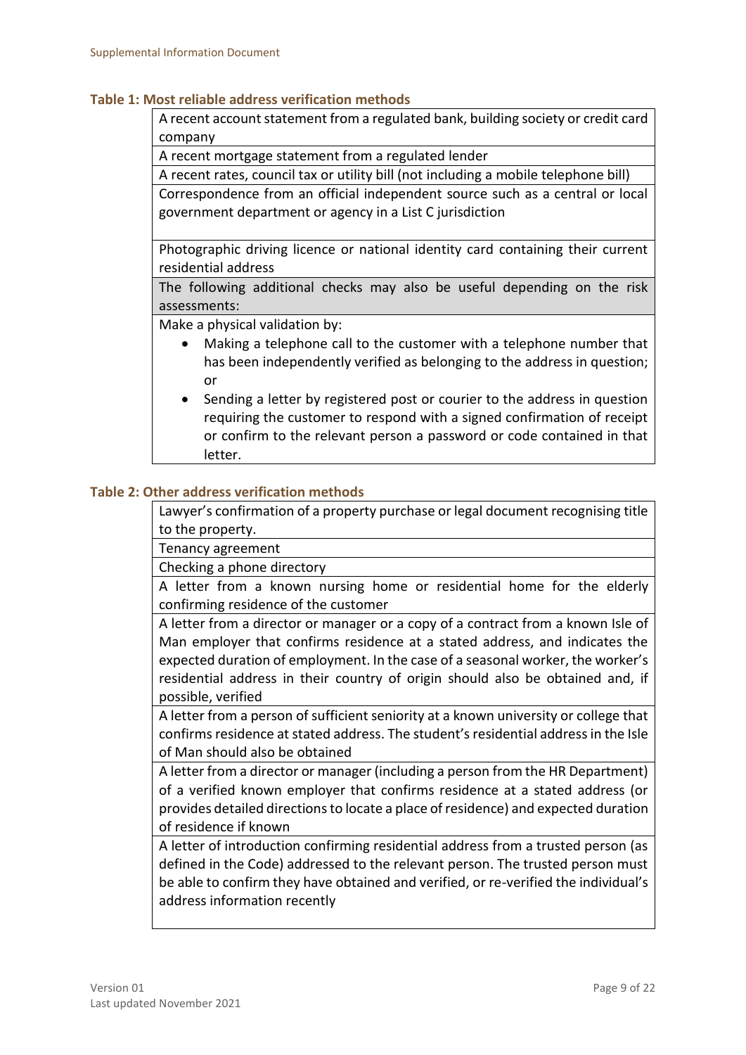**Table 1: Most reliable address verification methods**

| A recent account statement from a regulated bank, building society or credit card company |
|---|
| A recent mortgage statement from a regulated lender |
| A recent rates, council tax or utility bill (not including a mobile telephone bill) |
| Correspondence from an official independent source such as a central or local government department or agency in a List C jurisdiction |
| Photographic driving licence or national identity card containing their current residential address |
| The following additional checks may also be useful depending on the risk assessments: |
| Make a physical validation by:<br>• Making a telephone call to the customer with a telephone number that has been independently verified as belonging to the address in question; or<br>• Sending a letter by registered post or courier to the address in question requiring the customer to respond with a signed confirmation of receipt or confirm to the relevant person a password or code contained in that letter. |

**Table 2: Other address verification methods**

| Lawyer's confirmation of a property purchase or legal document recognising title to the property. |
|---|
| Tenancy agreement |
| Checking a phone directory |
| A letter from a known nursing home or residential home for the elderly confirming residence of the customer |
| A letter from a director or manager or a copy of a contract from a known Isle of Man employer that confirms residence at a stated address, and indicates the expected duration of employment. In the case of a seasonal worker, the worker's residential address in their country of origin should also be obtained and, if possible, verified |
| A letter from a person of sufficient seniority at a known university or college that confirms residence at stated address. The student's residential address in the Isle of Man should also be obtained |
| A letter from a director or manager (including a person from the HR Department) of a verified known employer that confirms residence at a stated address (or provides detailed directions to locate a place of residence) and expected duration of residence if known |
| A letter of introduction confirming residential address from a trusted person (as defined in the Code) addressed to the relevant person. The trusted person must be able to confirm they have obtained and verified, or re-verified the individual's address information recently |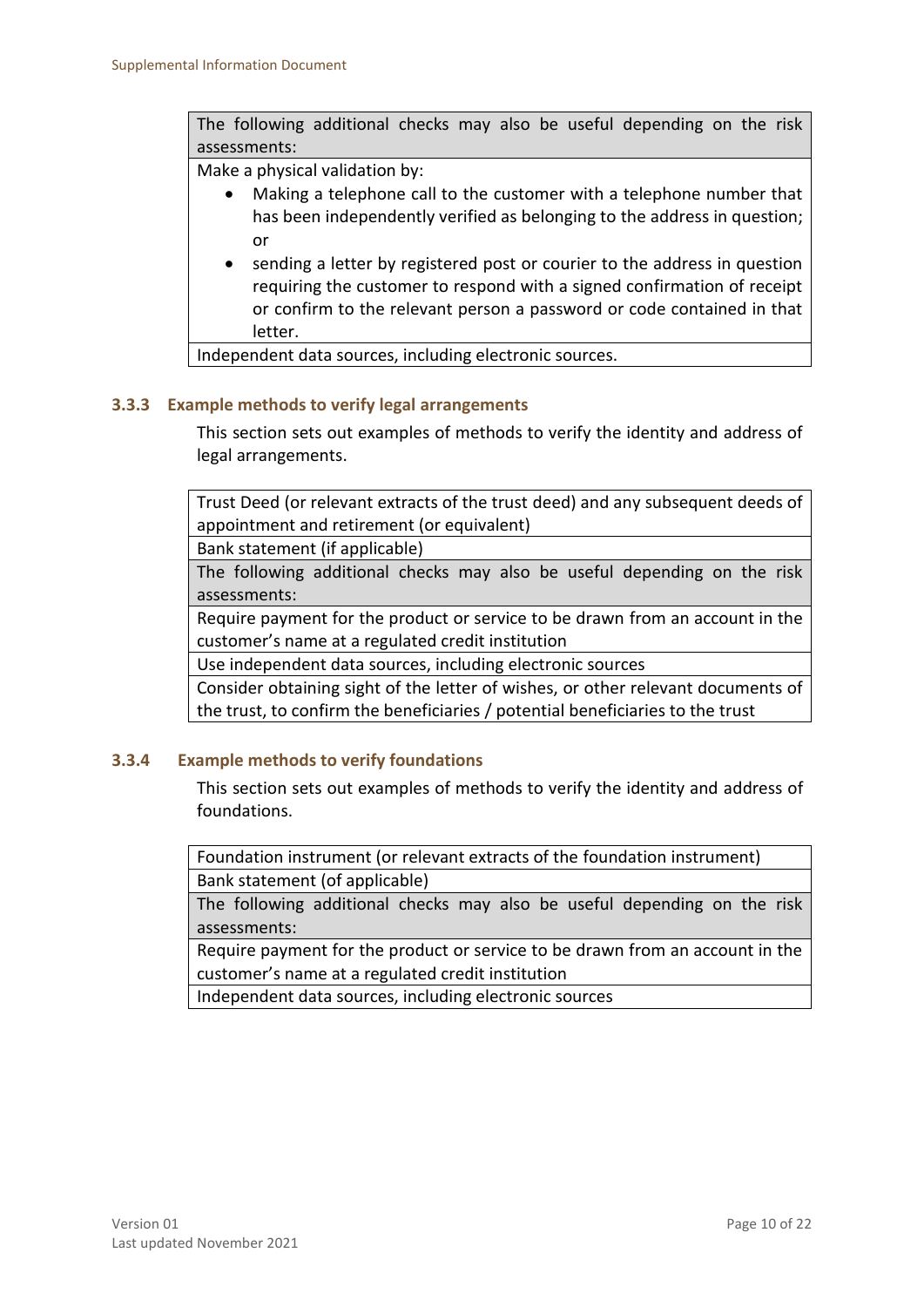| The following additional checks may also be useful depending on the risk assessments: |
|---|
| Make a physical validation by:<br>• Making a telephone call to the customer with a telephone number that has been independently verified as belonging to the address in question; or<br>• sending a letter by registered post or courier to the address in question requiring the customer to respond with a signed confirmation of receipt or confirm to the relevant person a password or code contained in that letter. |
| Independent data sources, including electronic sources. |

### 3.3.3 Example methods to verify legal arrangements

This section sets out examples of methods to verify the identity and address of legal arrangements.

| Trust Deed (or relevant extracts of the trust deed) and any subsequent deeds of appointment and retirement (or equivalent) |
|---|
| Bank statement (if applicable) |
| The following additional checks may also be useful depending on the risk assessments: |
| Require payment for the product or service to be drawn from an account in the customer's name at a regulated credit institution |
| Use independent data sources, including electronic sources |
| Consider obtaining sight of the letter of wishes, or other relevant documents of the trust, to confirm the beneficiaries / potential beneficiaries to the trust |

### 3.3.4 Example methods to verify foundations

This section sets out examples of methods to verify the identity and address of foundations.

| Foundation instrument (or relevant extracts of the foundation instrument) |
|---|
| Bank statement (of applicable) |
| The following additional checks may also be useful depending on the risk assessments: |
| Require payment for the product or service to be drawn from an account in the customer's name at a regulated credit institution |
| Independent data sources, including electronic sources |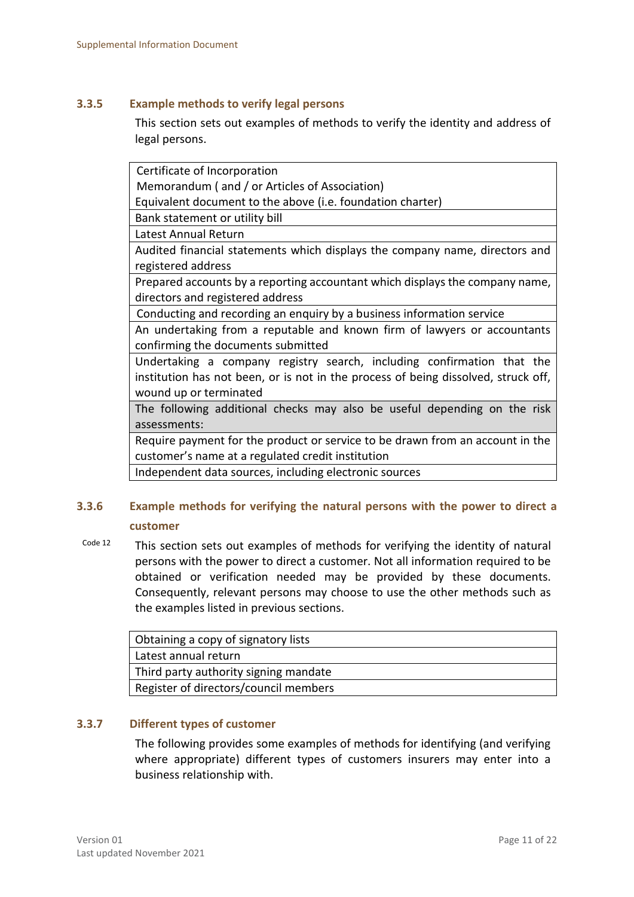### 3.3.5 Example methods to verify legal persons

This section sets out examples of methods to verify the identity and address of legal persons.

| |
|---|
| Certificate of Incorporation<br>Memorandum ( and / or Articles of Association)<br>Equivalent document to the above (i.e. foundation charter) |
| Bank statement or utility bill |
| Latest Annual Return |
| Audited financial statements which displays the company name, directors and registered address |
| Prepared accounts by a reporting accountant which displays the company name, directors and registered address |
| Conducting and recording an enquiry by a business information service |
| An undertaking from a reputable and known firm of lawyers or accountants confirming the documents submitted |
| Undertaking a company registry search, including confirmation that the institution has not been, or is not in the process of being dissolved, struck off, wound up or terminated |
| The following additional checks may also be useful depending on the risk assessments: |
| Require payment for the product or service to be drawn from an account in the customer's name at a regulated credit institution |
| Independent data sources, including electronic sources |

### 3.3.6 Example methods for verifying the natural persons with the power to direct a customer

Code 12

This section sets out examples of methods for verifying the identity of natural persons with the power to direct a customer. Not all information required to be obtained or verification needed may be provided by these documents. Consequently, relevant persons may choose to use the other methods such as the examples listed in previous sections.

| |
|---|
| Obtaining a copy of signatory lists |
| Latest annual return |
| Third party authority signing mandate |
| Register of directors/council members |

### 3.3.7 Different types of customer

The following provides some examples of methods for identifying (and verifying where appropriate) different types of customers insurers may enter into a business relationship with.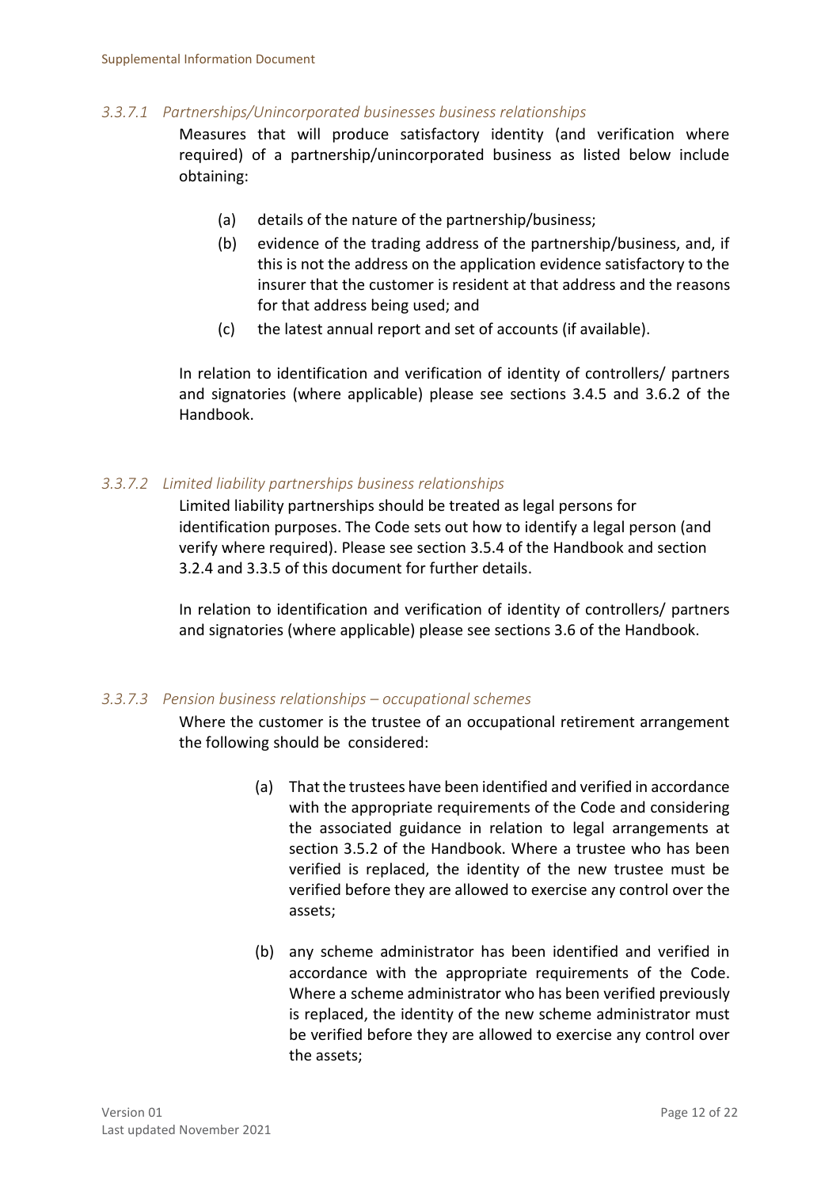#### *3.3.7.1 Partnerships/Unincorporated businesses business relationships*

Measures that will produce satisfactory identity (and verification where required) of a partnership/unincorporated business as listed below include obtaining:

- (a) details of the nature of the partnership/business;
- (b) evidence of the trading address of the partnership/business, and, if this is not the address on the application evidence satisfactory to the insurer that the customer is resident at that address and the reasons for that address being used; and
- (c) the latest annual report and set of accounts (if available).

In relation to identification and verification of identity of controllers/ partners and signatories (where applicable) please see sections 3.4.5 and 3.6.2 of the Handbook.

#### *3.3.7.2 Limited liability partnerships business relationships*

Limited liability partnerships should be treated as legal persons for identification purposes. The Code sets out how to identify a legal person (and verify where required). Please see section 3.5.4 of the Handbook and section 3.2.4 and 3.3.5 of this document for further details.

In relation to identification and verification of identity of controllers/ partners and signatories (where applicable) please see sections 3.6 of the Handbook.

#### *3.3.7.3 Pension business relationships – occupational schemes*

Where the customer is the trustee of an occupational retirement arrangement the following should be considered:

- (a) That the trustees have been identified and verified in accordance with the appropriate requirements of the Code and considering the associated guidance in relation to legal arrangements at section 3.5.2 of the Handbook. Where a trustee who has been verified is replaced, the identity of the new trustee must be verified before they are allowed to exercise any control over the assets;
- (b) any scheme administrator has been identified and verified in accordance with the appropriate requirements of the Code. Where a scheme administrator who has been verified previously is replaced, the identity of the new scheme administrator must be verified before they are allowed to exercise any control over the assets;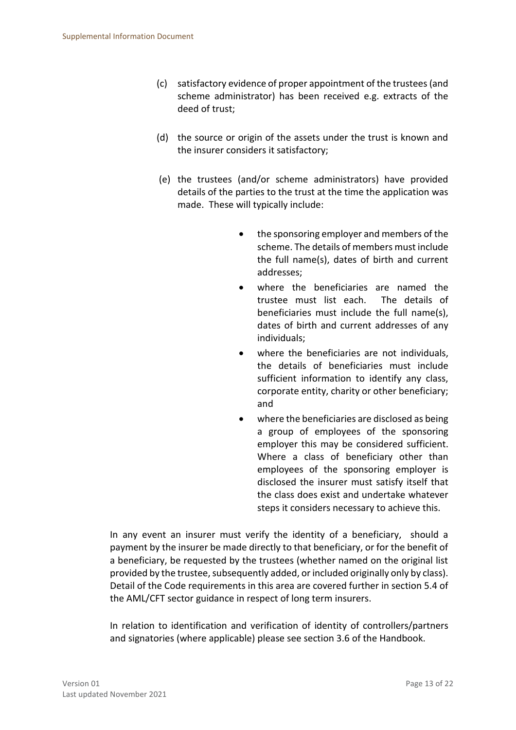(c) satisfactory evidence of proper appointment of the trustees (and scheme administrator) has been received e.g. extracts of the deed of trust;

(d) the source or origin of the assets under the trust is known and the insurer considers it satisfactory;

(e) the trustees (and/or scheme administrators) have provided details of the parties to the trust at the time the application was made. These will typically include:

- the sponsoring employer and members of the scheme. The details of members must include the full name(s), dates of birth and current addresses;
- where the beneficiaries are named the trustee must list each. The details of beneficiaries must include the full name(s), dates of birth and current addresses of any individuals;
- where the beneficiaries are not individuals, the details of beneficiaries must include sufficient information to identify any class, corporate entity, charity or other beneficiary; and
- where the beneficiaries are disclosed as being a group of employees of the sponsoring employer this may be considered sufficient. Where a class of beneficiary other than employees of the sponsoring employer is disclosed the insurer must satisfy itself that the class does exist and undertake whatever steps it considers necessary to achieve this.

In any event an insurer must verify the identity of a beneficiary, should a payment by the insurer be made directly to that beneficiary, or for the benefit of a beneficiary, be requested by the trustees (whether named on the original list provided by the trustee, subsequently added, or included originally only by class). Detail of the Code requirements in this area are covered further in section 5.4 of the AML/CFT sector guidance in respect of long term insurers.

In relation to identification and verification of identity of controllers/partners and signatories (where applicable) please see section 3.6 of the Handbook.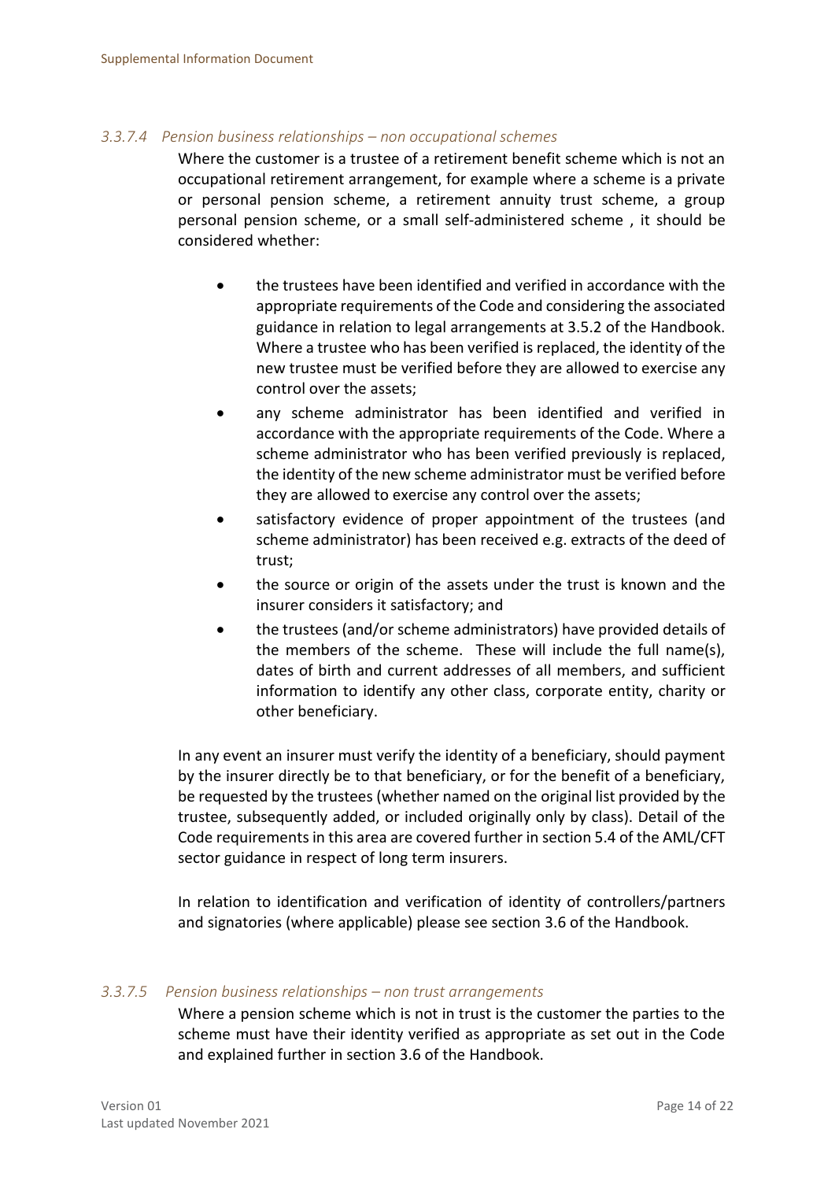#### *3.3.7.4 Pension business relationships – non occupational schemes*

Where the customer is a trustee of a retirement benefit scheme which is not an occupational retirement arrangement, for example where a scheme is a private or personal pension scheme, a retirement annuity trust scheme, a group personal pension scheme, or a small self-administered scheme , it should be considered whether:

- the trustees have been identified and verified in accordance with the appropriate requirements of the Code and considering the associated guidance in relation to legal arrangements at 3.5.2 of the Handbook. Where a trustee who has been verified is replaced, the identity of the new trustee must be verified before they are allowed to exercise any control over the assets;
- any scheme administrator has been identified and verified in accordance with the appropriate requirements of the Code. Where a scheme administrator who has been verified previously is replaced, the identity of the new scheme administrator must be verified before they are allowed to exercise any control over the assets;
- satisfactory evidence of proper appointment of the trustees (and scheme administrator) has been received e.g. extracts of the deed of trust;
- the source or origin of the assets under the trust is known and the insurer considers it satisfactory; and
- the trustees (and/or scheme administrators) have provided details of the members of the scheme. These will include the full name(s), dates of birth and current addresses of all members, and sufficient information to identify any other class, corporate entity, charity or other beneficiary.

In any event an insurer must verify the identity of a beneficiary, should payment by the insurer directly be to that beneficiary, or for the benefit of a beneficiary, be requested by the trustees (whether named on the original list provided by the trustee, subsequently added, or included originally only by class). Detail of the Code requirements in this area are covered further in section 5.4 of the AML/CFT sector guidance in respect of long term insurers.

In relation to identification and verification of identity of controllers/partners and signatories (where applicable) please see section 3.6 of the Handbook.

#### *3.3.7.5 Pension business relationships – non trust arrangements*

Where a pension scheme which is not in trust is the customer the parties to the scheme must have their identity verified as appropriate as set out in the Code and explained further in section 3.6 of the Handbook.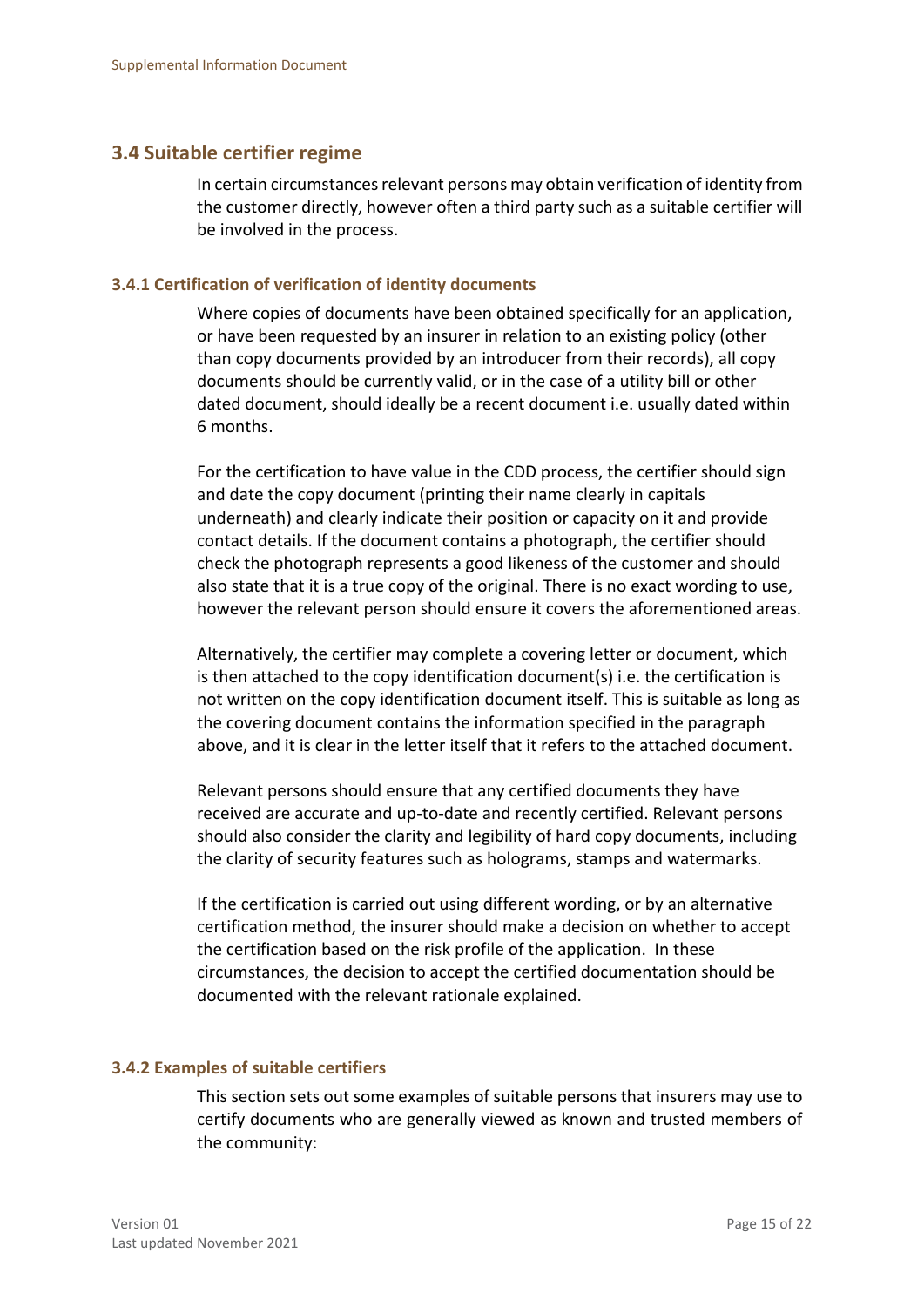## 3.4 Suitable certifier regime

In certain circumstances relevant persons may obtain verification of identity from the customer directly, however often a third party such as a suitable certifier will be involved in the process.

### 3.4.1 Certification of verification of identity documents

Where copies of documents have been obtained specifically for an application, or have been requested by an insurer in relation to an existing policy (other than copy documents provided by an introducer from their records), all copy documents should be currently valid, or in the case of a utility bill or other dated document, should ideally be a recent document i.e. usually dated within 6 months.

For the certification to have value in the CDD process, the certifier should sign and date the copy document (printing their name clearly in capitals underneath) and clearly indicate their position or capacity on it and provide contact details. If the document contains a photograph, the certifier should check the photograph represents a good likeness of the customer and should also state that it is a true copy of the original. There is no exact wording to use, however the relevant person should ensure it covers the aforementioned areas.

Alternatively, the certifier may complete a covering letter or document, which is then attached to the copy identification document(s) i.e. the certification is not written on the copy identification document itself. This is suitable as long as the covering document contains the information specified in the paragraph above, and it is clear in the letter itself that it refers to the attached document.

Relevant persons should ensure that any certified documents they have received are accurate and up-to-date and recently certified. Relevant persons should also consider the clarity and legibility of hard copy documents, including the clarity of security features such as holograms, stamps and watermarks.

If the certification is carried out using different wording, or by an alternative certification method, the insurer should make a decision on whether to accept the certification based on the risk profile of the application. In these circumstances, the decision to accept the certified documentation should be documented with the relevant rationale explained.

### 3.4.2 Examples of suitable certifiers

This section sets out some examples of suitable persons that insurers may use to certify documents who are generally viewed as known and trusted members of the community: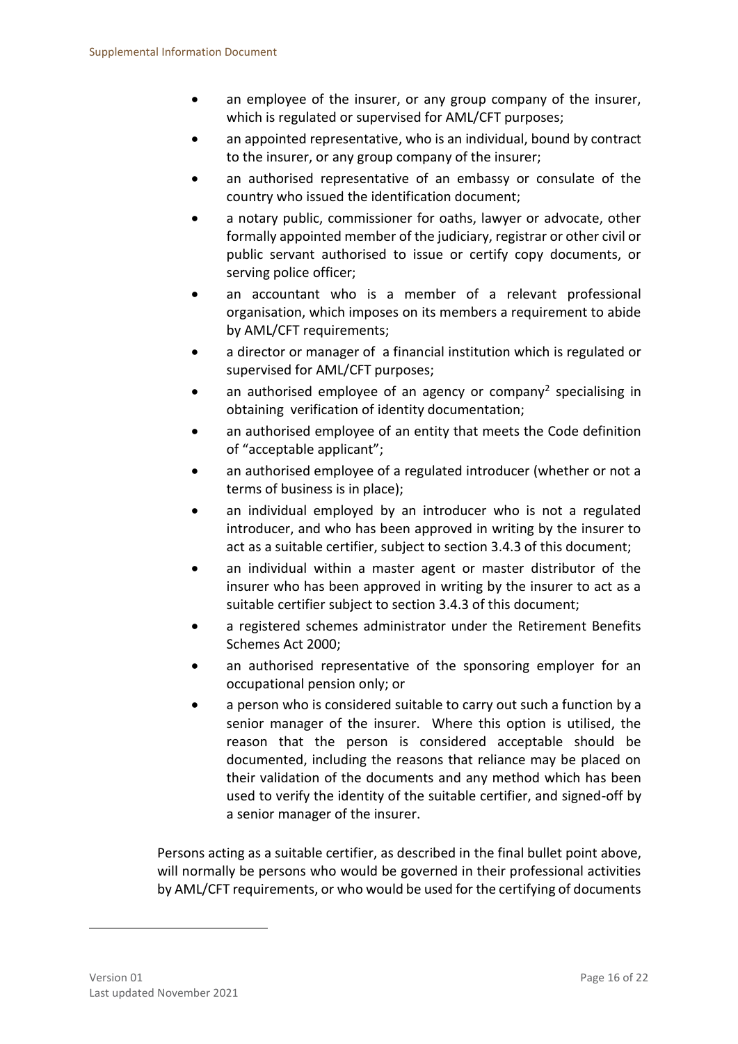- an employee of the insurer, or any group company of the insurer, which is regulated or supervised for AML/CFT purposes;
- an appointed representative, who is an individual, bound by contract to the insurer, or any group company of the insurer;
- an authorised representative of an embassy or consulate of the country who issued the identification document;
- a notary public, commissioner for oaths, lawyer or advocate, other formally appointed member of the judiciary, registrar or other civil or public servant authorised to issue or certify copy documents, or serving police officer;
- an accountant who is a member of a relevant professional organisation, which imposes on its members a requirement to abide by AML/CFT requirements;
- a director or manager of a financial institution which is regulated or supervised for AML/CFT purposes;
- an authorised employee of an agency or company[2] specialising in obtaining verification of identity documentation;
- an authorised employee of an entity that meets the Code definition of "acceptable applicant";
- an authorised employee of a regulated introducer (whether or not a terms of business is in place);
- an individual employed by an introducer who is not a regulated introducer, and who has been approved in writing by the insurer to act as a suitable certifier, subject to section 3.4.3 of this document;
- an individual within a master agent or master distributor of the insurer who has been approved in writing by the insurer to act as a suitable certifier subject to section 3.4.3 of this document;
- a registered schemes administrator under the Retirement Benefits Schemes Act 2000;
- an authorised representative of the sponsoring employer for an occupational pension only; or
- a person who is considered suitable to carry out such a function by a senior manager of the insurer. Where this option is utilised, the reason that the person is considered acceptable should be documented, including the reasons that reliance may be placed on their validation of the documents and any method which has been used to verify the identity of the suitable certifier, and signed-off by a senior manager of the insurer.

Persons acting as a suitable certifier, as described in the final bullet point above, will normally be persons who would be governed in their professional activities by AML/CFT requirements, or who would be used for the certifying of documents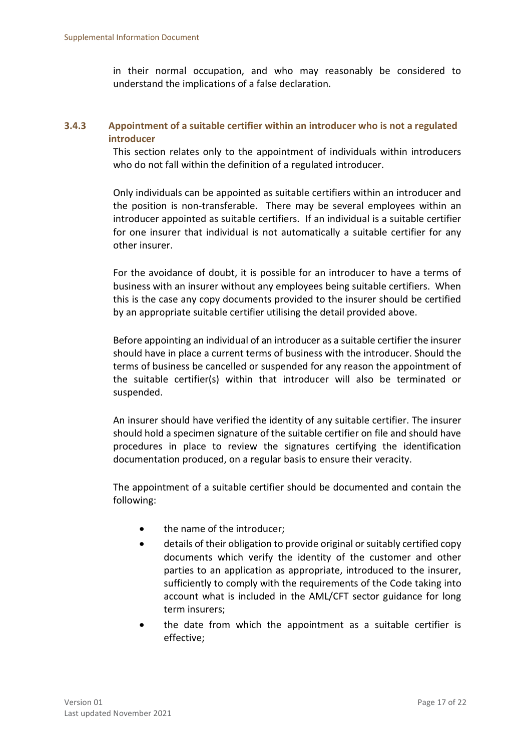in their normal occupation, and who may reasonably be considered to understand the implications of a false declaration.

### 3.4.3 Appointment of a suitable certifier within an introducer who is not a regulated introducer

This section relates only to the appointment of individuals within introducers who do not fall within the definition of a regulated introducer.

Only individuals can be appointed as suitable certifiers within an introducer and the position is non-transferable. There may be several employees within an introducer appointed as suitable certifiers. If an individual is a suitable certifier for one insurer that individual is not automatically a suitable certifier for any other insurer.

For the avoidance of doubt, it is possible for an introducer to have a terms of business with an insurer without any employees being suitable certifiers. When this is the case any copy documents provided to the insurer should be certified by an appropriate suitable certifier utilising the detail provided above.

Before appointing an individual of an introducer as a suitable certifier the insurer should have in place a current terms of business with the introducer. Should the terms of business be cancelled or suspended for any reason the appointment of the suitable certifier(s) within that introducer will also be terminated or suspended.

An insurer should have verified the identity of any suitable certifier. The insurer should hold a specimen signature of the suitable certifier on file and should have procedures in place to review the signatures certifying the identification documentation produced, on a regular basis to ensure their veracity.

The appointment of a suitable certifier should be documented and contain the following:

- the name of the introducer;
- details of their obligation to provide original or suitably certified copy documents which verify the identity of the customer and other parties to an application as appropriate, introduced to the insurer, sufficiently to comply with the requirements of the Code taking into account what is included in the AML/CFT sector guidance for long term insurers;
- the date from which the appointment as a suitable certifier is effective;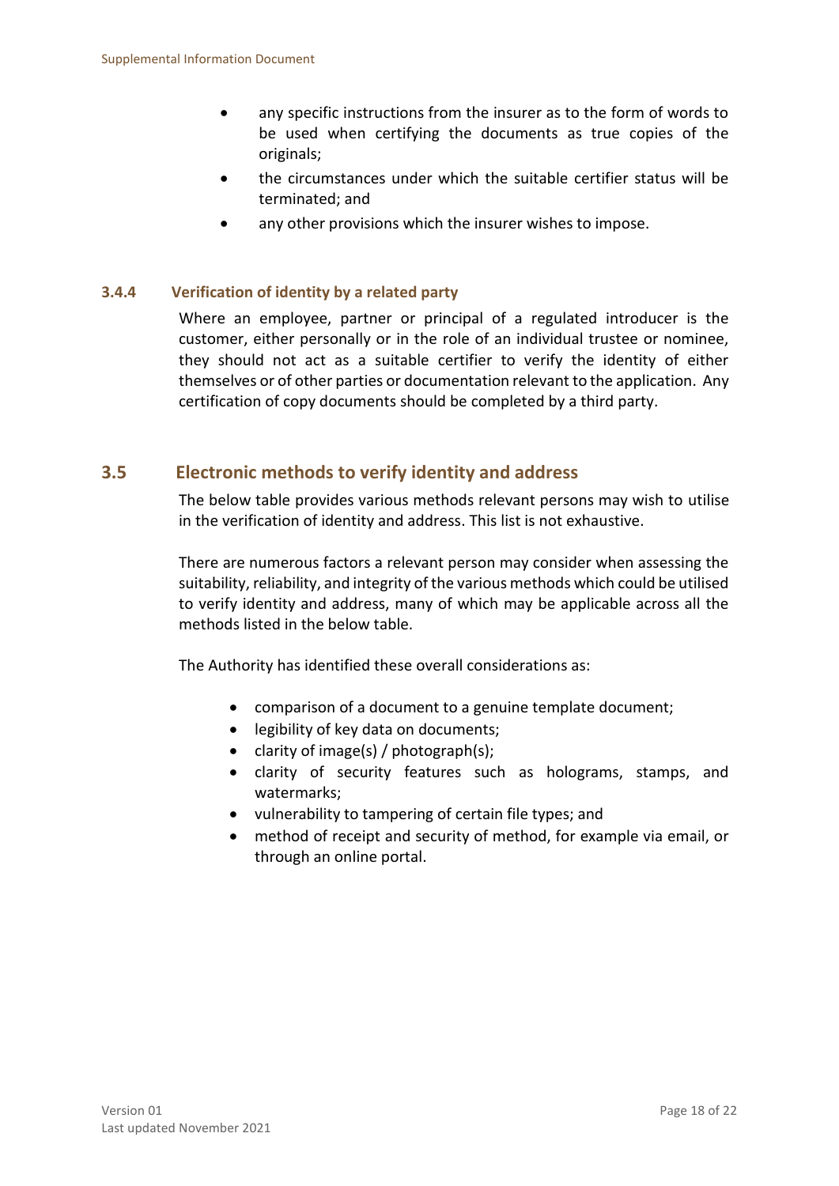- any specific instructions from the insurer as to the form of words to be used when certifying the documents as true copies of the originals;
- the circumstances under which the suitable certifier status will be terminated; and
- any other provisions which the insurer wishes to impose.

### 3.4.4 Verification of identity by a related party

Where an employee, partner or principal of a regulated introducer is the customer, either personally or in the role of an individual trustee or nominee, they should not act as a suitable certifier to verify the identity of either themselves or of other parties or documentation relevant to the application. Any certification of copy documents should be completed by a third party.

## 3.5 Electronic methods to verify identity and address

The below table provides various methods relevant persons may wish to utilise in the verification of identity and address. This list is not exhaustive.

There are numerous factors a relevant person may consider when assessing the suitability, reliability, and integrity of the various methods which could be utilised to verify identity and address, many of which may be applicable across all the methods listed in the below table.

The Authority has identified these overall considerations as:

- comparison of a document to a genuine template document;
- legibility of key data on documents;
- clarity of image(s) / photograph(s);
- clarity of security features such as holograms, stamps, and watermarks;
- vulnerability to tampering of certain file types; and
- method of receipt and security of method, for example via email, or through an online portal.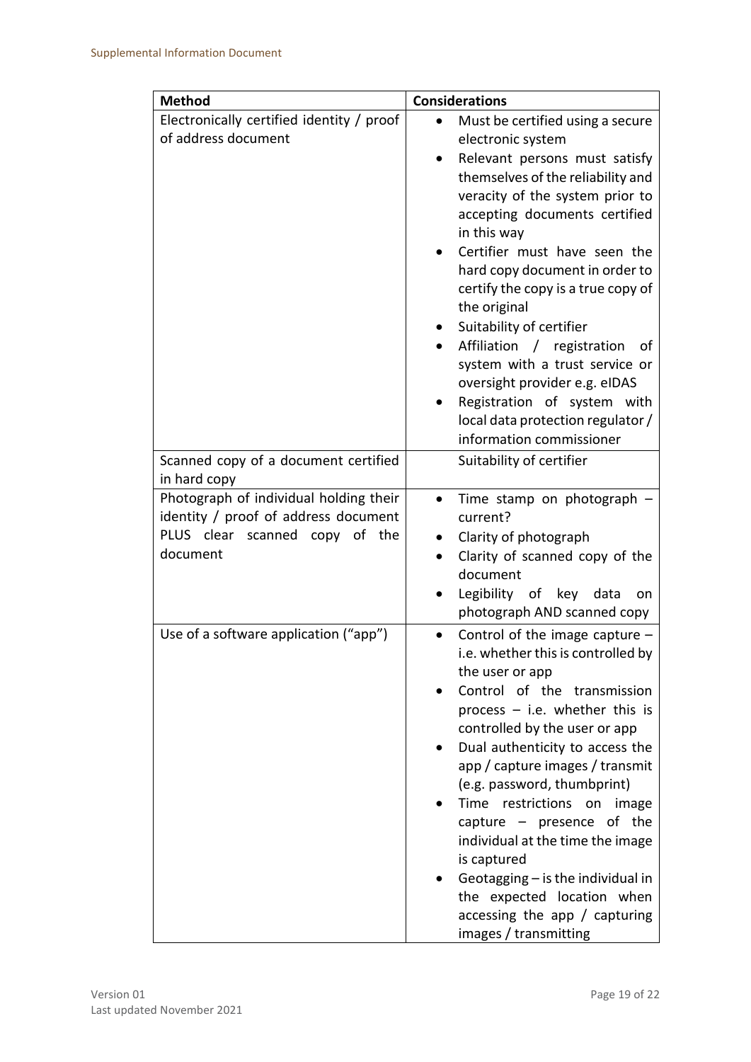| Method | Considerations |
| --- | --- |
| Electronically certified identity / proof of address document | • Must be certified using a secure electronic system<br>• Relevant persons must satisfy themselves of the reliability and veracity of the system prior to accepting documents certified in this way<br>• Certifier must have seen the hard copy document in order to certify the copy is a true copy of the original<br>• Suitability of certifier<br>• Affiliation / registration of system with a trust service or oversight provider e.g. eIDAS<br>• Registration of system with local data protection regulator / information commissioner |
| Scanned copy of a document certified in hard copy | Suitability of certifier |
| Photograph of individual holding their identity / proof of address document PLUS clear scanned copy of the document | • Time stamp on photograph – current?<br>• Clarity of photograph<br>• Clarity of scanned copy of the document<br>• Legibility of key data on photograph AND scanned copy |
| Use of a software application ("app") | • Control of the image capture – i.e. whether this is controlled by the user or app<br>• Control of the transmission process – i.e. whether this is controlled by the user or app<br>• Dual authenticity to access the app / capture images / transmit (e.g. password, thumbprint)<br>• Time restrictions on image capture – presence of the individual at the time the image is captured<br>• Geotagging – is the individual in the expected location when accessing the app / capturing images / transmitting |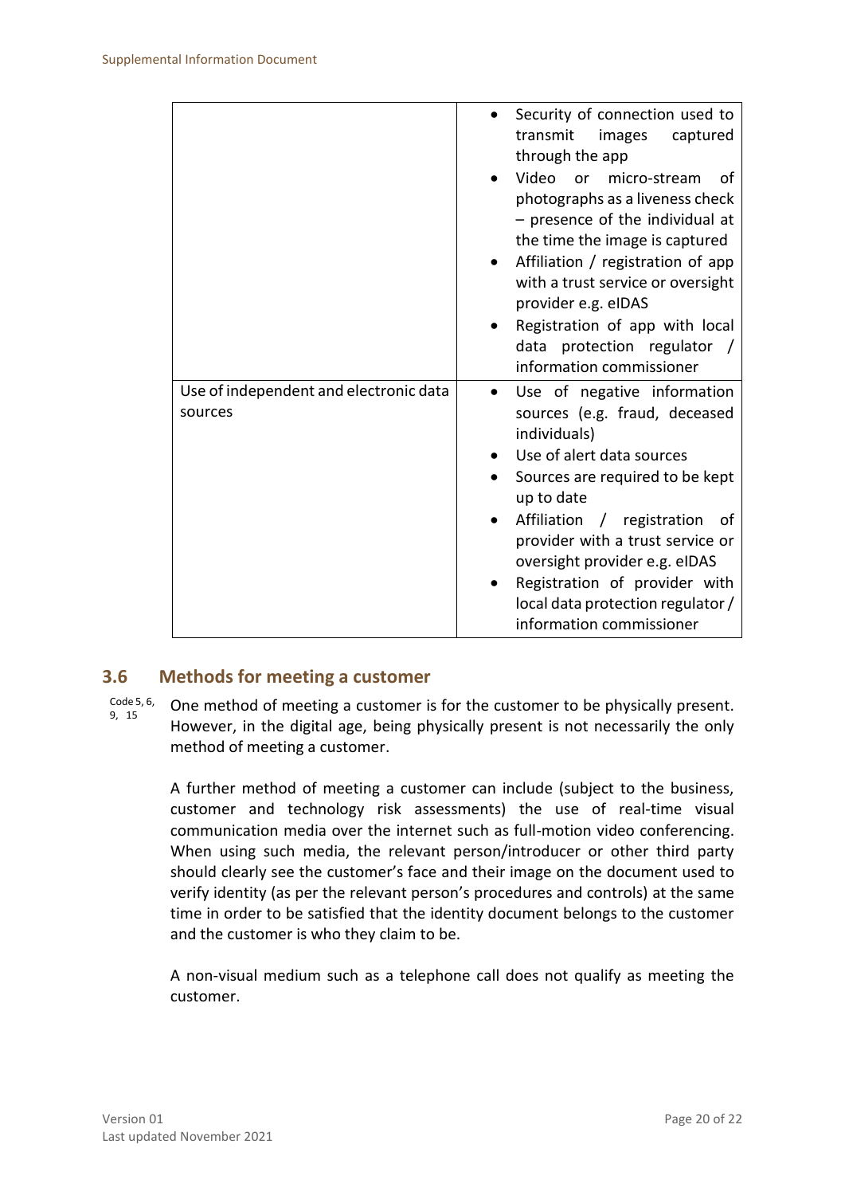| | |
|---|---|
| | • Security of connection used to transmit images captured through the app<br>• Video or micro-stream of photographs as a liveness check – presence of the individual at the time the image is captured<br>• Affiliation / registration of app with a trust service or oversight provider e.g. eIDAS<br>• Registration of app with local data protection regulator / information commissioner |
| Use of independent and electronic data sources | • Use of negative information sources (e.g. fraud, deceased individuals)<br>• Use of alert data sources<br>• Sources are required to be kept up to date<br>• Affiliation / registration of provider with a trust service or oversight provider e.g. eIDAS<br>• Registration of provider with local data protection regulator / information commissioner |

## 3.6 Methods for meeting a customer

Code 5, 6, 9, 15

One method of meeting a customer is for the customer to be physically present. However, in the digital age, being physically present is not necessarily the only method of meeting a customer.

A further method of meeting a customer can include (subject to the business, customer and technology risk assessments) the use of real-time visual communication media over the internet such as full-motion video conferencing. When using such media, the relevant person/introducer or other third party should clearly see the customer's face and their image on the document used to verify identity (as per the relevant person's procedures and controls) at the same time in order to be satisfied that the identity document belongs to the customer and the customer is who they claim to be.

A non-visual medium such as a telephone call does not qualify as meeting the customer.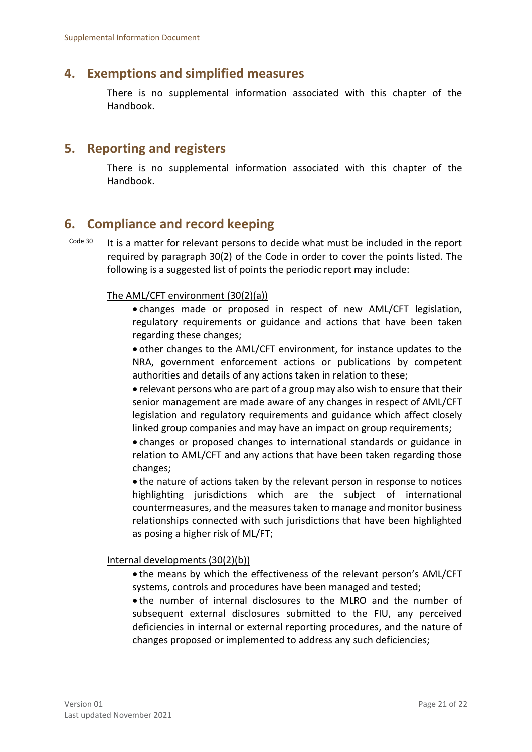## 4. Exemptions and simplified measures

There is no supplemental information associated with this chapter of the Handbook.

## 5. Reporting and registers

There is no supplemental information associated with this chapter of the Handbook.

## 6. Compliance and record keeping

Code 30

It is a matter for relevant persons to decide what must be included in the report required by paragraph 30(2) of the Code in order to cover the points listed. The following is a suggested list of points the periodic report may include:

<u>The AML/CFT environment (30(2)(a))</u>

- changes made or proposed in respect of new AML/CFT legislation, regulatory requirements or guidance and actions that have been taken regarding these changes;
- other changes to the AML/CFT environment, for instance updates to the NRA, government enforcement actions or publications by competent authorities and details of any actions taken in relation to these;
- relevant persons who are part of a group may also wish to ensure that their senior management are made aware of any changes in respect of AML/CFT legislation and regulatory requirements and guidance which affect closely linked group companies and may have an impact on group requirements;
- changes or proposed changes to international standards or guidance in relation to AML/CFT and any actions that have been taken regarding those changes;
- the nature of actions taken by the relevant person in response to notices highlighting jurisdictions which are the subject of international countermeasures, and the measures taken to manage and monitor business relationships connected with such jurisdictions that have been highlighted as posing a higher risk of ML/FT;

<u>Internal developments (30(2)(b))</u>

- the means by which the effectiveness of the relevant person's AML/CFT systems, controls and procedures have been managed and tested;
- the number of internal disclosures to the MLRO and the number of subsequent external disclosures submitted to the FIU, any perceived deficiencies in internal or external reporting procedures, and the nature of changes proposed or implemented to address any such deficiencies;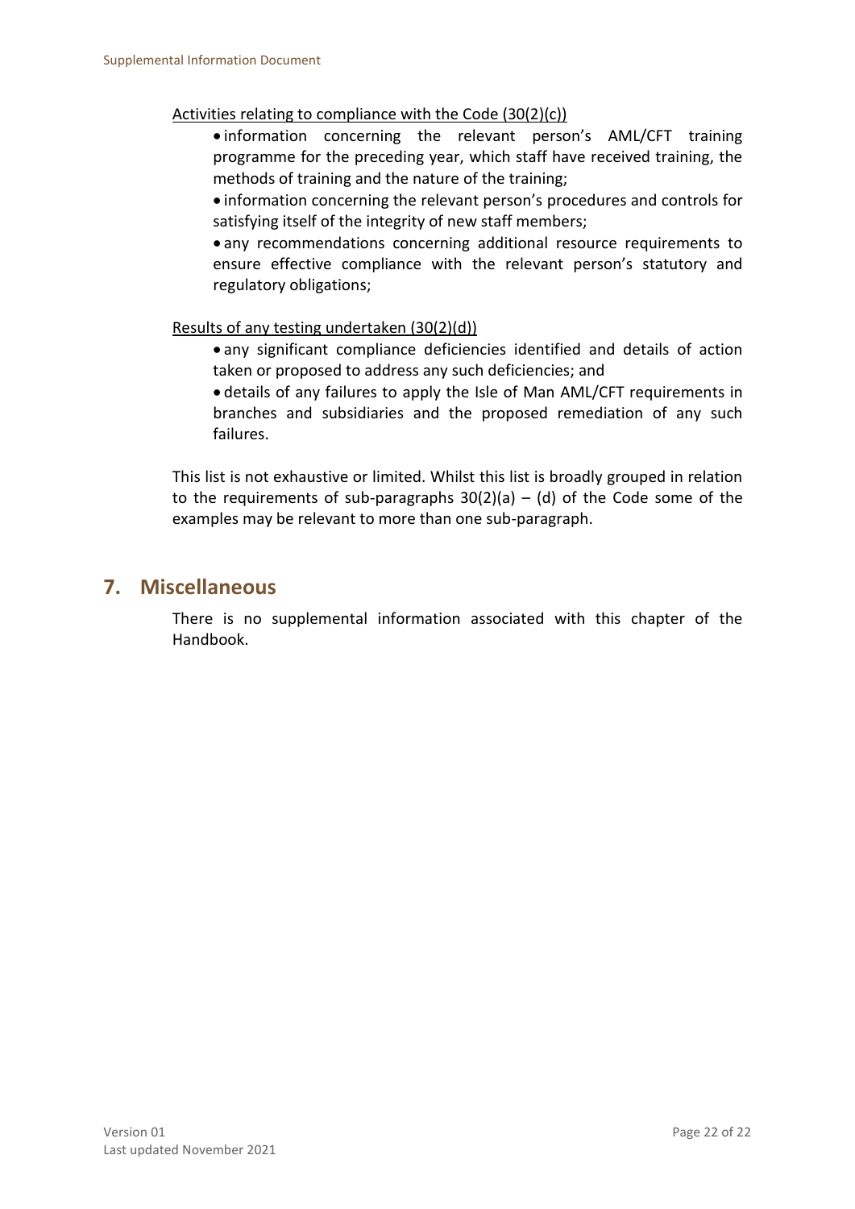Activities relating to compliance with the Code (30(2)(c))

- information concerning the relevant person's AML/CFT training programme for the preceding year, which staff have received training, the methods of training and the nature of the training;
- information concerning the relevant person's procedures and controls for satisfying itself of the integrity of new staff members;
- any recommendations concerning additional resource requirements to ensure effective compliance with the relevant person's statutory and regulatory obligations;

Results of any testing undertaken (30(2)(d))

- any significant compliance deficiencies identified and details of action taken or proposed to address any such deficiencies; and
- details of any failures to apply the Isle of Man AML/CFT requirements in branches and subsidiaries and the proposed remediation of any such failures.

This list is not exhaustive or limited. Whilst this list is broadly grouped in relation to the requirements of sub-paragraphs 30(2)(a) – (d) of the Code some of the examples may be relevant to more than one sub-paragraph.

## 7. Miscellaneous

There is no supplemental information associated with this chapter of the Handbook.